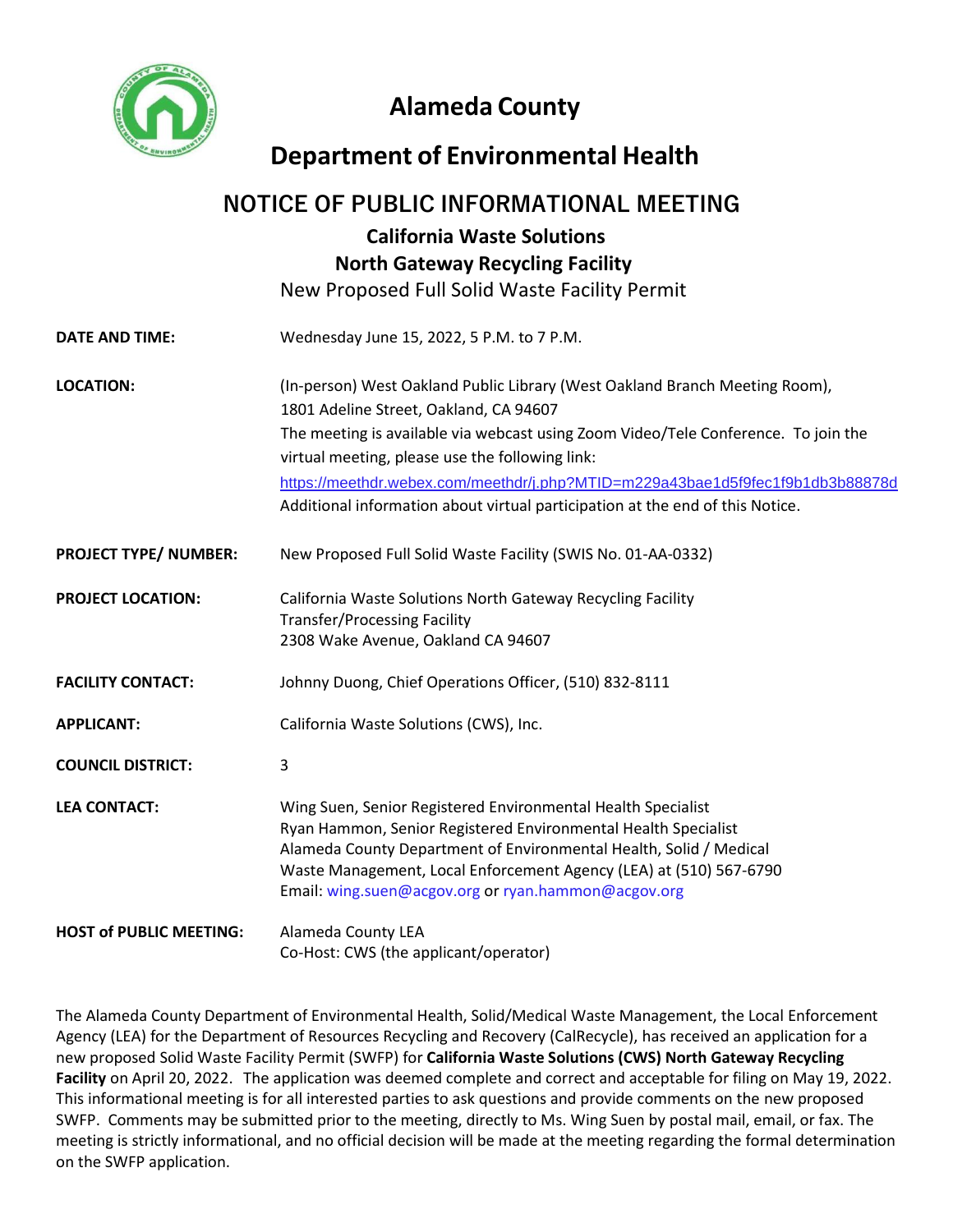# Alameda County

# Department of Environmental Health

## NOTICE OF PUBLIC INFORMATIONAL MEETING

### California Waste Solutions

### North Gateway Recycling Facility

New Proposed Full Solid Waste Facility Permit

**DATE AND TIME:** Wednesday June 15, 2022, 5 P.M. to 7 P.M.

**LOCATION:** (In-person) West Oakland Public Library (West Oakland Branch Meeting Room), 1801 Adeline Street, Oakland, CA 94607
The meeting is available via webcast using Zoom Video/Tele Conference. To join the virtual meeting, please use the following link:
https://meethdr.webex.com/meethdr/j.php?MTID=m229a43bae1d5f9fec1f9b1db3b88878d
Additional information about virtual participation at the end of this Notice.

**PROJECT TYPE/ NUMBER:** New Proposed Full Solid Waste Facility (SWIS No. 01-AA-0332)

**PROJECT LOCATION:** California Waste Solutions North Gateway Recycling Facility
Transfer/Processing Facility
2308 Wake Avenue, Oakland CA 94607

**FACILITY CONTACT:** Johnny Duong, Chief Operations Officer, (510) 832-8111

**APPLICANT:** California Waste Solutions (CWS), Inc.

**COUNCIL DISTRICT:** 3

**LEA CONTACT:** Wing Suen, Senior Registered Environmental Health Specialist
Ryan Hammon, Senior Registered Environmental Health Specialist
Alameda County Department of Environmental Health, Solid / Medical Waste Management, Local Enforcement Agency (LEA) at (510) 567-6790
Email: wing.suen@acgov.org or ryan.hammon@acgov.org

**HOST of PUBLIC MEETING:** Alameda County LEA
Co-Host: CWS (the applicant/operator)

The Alameda County Department of Environmental Health, Solid/Medical Waste Management, the Local Enforcement Agency (LEA) for the Department of Resources Recycling and Recovery (CalRecycle), has received an application for a new proposed Solid Waste Facility Permit (SWFP) for **California Waste Solutions (CWS) North Gateway Recycling Facility** on April 20, 2022. The application was deemed complete and correct and acceptable for filing on May 19, 2022. This informational meeting is for all interested parties to ask questions and provide comments on the new proposed SWFP. Comments may be submitted prior to the meeting, directly to Ms. Wing Suen by postal mail, email, or fax. The meeting is strictly informational, and no official decision will be made at the meeting regarding the formal determination on the SWFP application.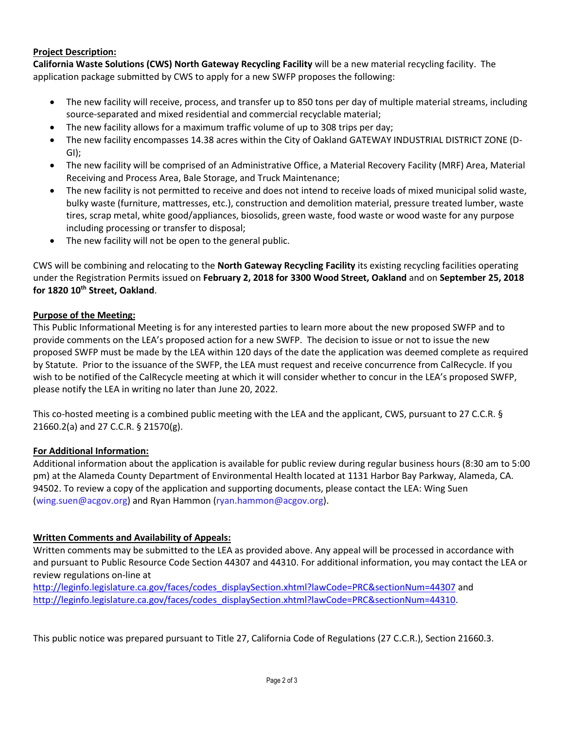**Project Description:**

**California Waste Solutions (CWS) North Gateway Recycling Facility** will be a new material recycling facility. The application package submitted by CWS to apply for a new SWFP proposes the following:

- The new facility will receive, process, and transfer up to 850 tons per day of multiple material streams, including source-separated and mixed residential and commercial recyclable material;
- The new facility allows for a maximum traffic volume of up to 308 trips per day;
- The new facility encompasses 14.38 acres within the City of Oakland GATEWAY INDUSTRIAL DISTRICT ZONE (D-GI);
- The new facility will be comprised of an Administrative Office, a Material Recovery Facility (MRF) Area, Material Receiving and Process Area, Bale Storage, and Truck Maintenance;
- The new facility is not permitted to receive and does not intend to receive loads of mixed municipal solid waste, bulky waste (furniture, mattresses, etc.), construction and demolition material, pressure treated lumber, waste tires, scrap metal, white good/appliances, biosolids, green waste, food waste or wood waste for any purpose including processing or transfer to disposal;
- The new facility will not be open to the general public.

CWS will be combining and relocating to the **North Gateway Recycling Facility** its existing recycling facilities operating under the Registration Permits issued on **February 2, 2018 for 3300 Wood Street, Oakland** and on **September 25, 2018 for 1820 10th Street, Oakland**.

**Purpose of the Meeting:**

This Public Informational Meeting is for any interested parties to learn more about the new proposed SWFP and to provide comments on the LEA's proposed action for a new SWFP. The decision to issue or not to issue the new proposed SWFP must be made by the LEA within 120 days of the date the application was deemed complete as required by Statute. Prior to the issuance of the SWFP, the LEA must request and receive concurrence from CalRecycle. If you wish to be notified of the CalRecycle meeting at which it will consider whether to concur in the LEA's proposed SWFP, please notify the LEA in writing no later than June 20, 2022.

This co-hosted meeting is a combined public meeting with the LEA and the applicant, CWS, pursuant to 27 C.C.R. § 21660.2(a) and 27 C.C.R. § 21570(g).

**For Additional Information:**

Additional information about the application is available for public review during regular business hours (8:30 am to 5:00 pm) at the Alameda County Department of Environmental Health located at 1131 Harbor Bay Parkway, Alameda, CA. 94502. To review a copy of the application and supporting documents, please contact the LEA: Wing Suen (wing.suen@acgov.org) and Ryan Hammon (ryan.hammon@acgov.org).

**Written Comments and Availability of Appeals:**

Written comments may be submitted to the LEA as provided above. Any appeal will be processed in accordance with and pursuant to Public Resource Code Section 44307 and 44310. For additional information, you may contact the LEA or review regulations on-line at
http://leginfo.legislature.ca.gov/faces/codes_displaySection.xhtml?lawCode=PRC&sectionNum=44307 and
http://leginfo.legislature.ca.gov/faces/codes_displaySection.xhtml?lawCode=PRC&sectionNum=44310.

This public notice was prepared pursuant to Title 27, California Code of Regulations (27 C.C.R.), Section 21660.3.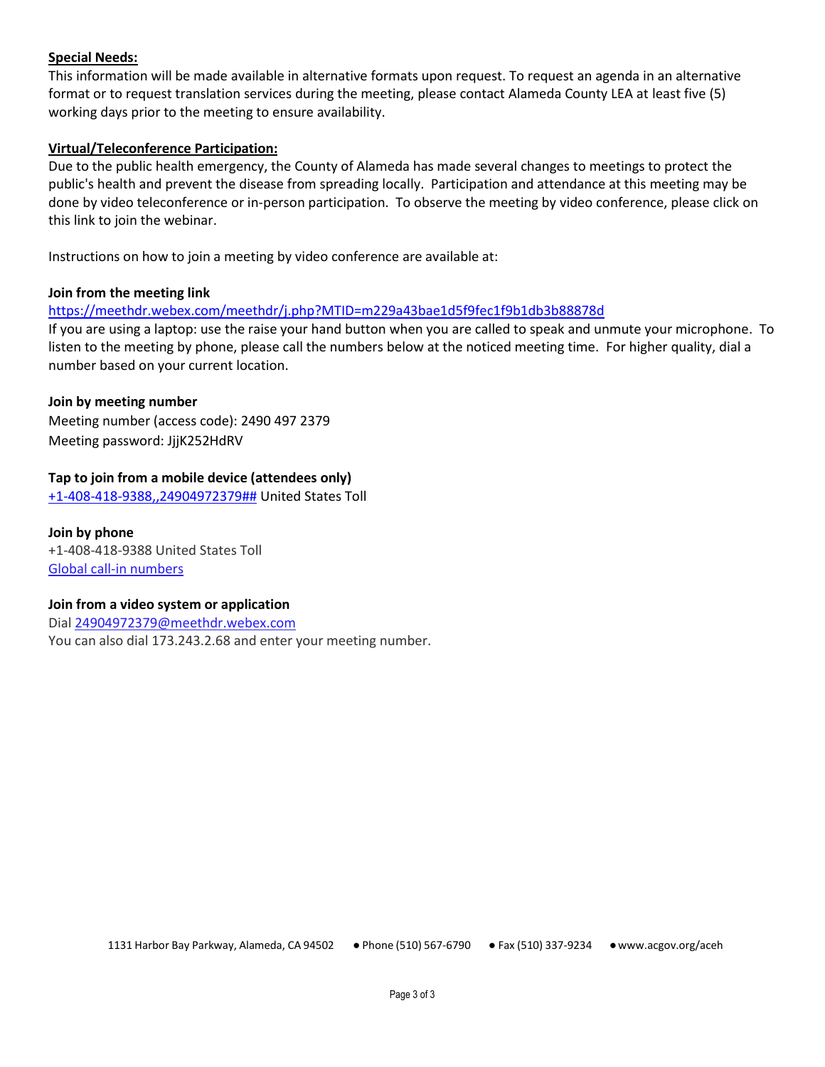**Special Needs:**

This information will be made available in alternative formats upon request. To request an agenda in an alternative format or to request translation services during the meeting, please contact Alameda County LEA at least five (5) working days prior to the meeting to ensure availability.

**Virtual/Teleconference Participation:**

Due to the public health emergency, the County of Alameda has made several changes to meetings to protect the public's health and prevent the disease from spreading locally. Participation and attendance at this meeting may be done by video teleconference or in-person participation. To observe the meeting by video conference, please click on this link to join the webinar.

Instructions on how to join a meeting by video conference are available at:

**Join from the meeting link**

https://meethdr.webex.com/meethdr/j.php?MTID=m229a43bae1d5f9fec1f9b1db3b88878d

If you are using a laptop: use the raise your hand button when you are called to speak and unmute your microphone. To listen to the meeting by phone, please call the numbers below at the noticed meeting time. For higher quality, dial a number based on your current location.

**Join by meeting number**

Meeting number (access code): 2490 497 2379

Meeting password: JjjK252HdRV

**Tap to join from a mobile device (attendees only)**

+1-408-418-9388,,24904972379## United States Toll

**Join by phone**

+1-408-418-9388 United States Toll

Global call-in numbers

**Join from a video system or application**

Dial 24904972379@meethdr.webex.com

You can also dial 173.243.2.68 and enter your meeting number.

1131 Harbor Bay Parkway, Alameda, CA 94502 ● Phone (510) 567-6790 ● Fax (510) 337-9234 ● www.acgov.org/aceh